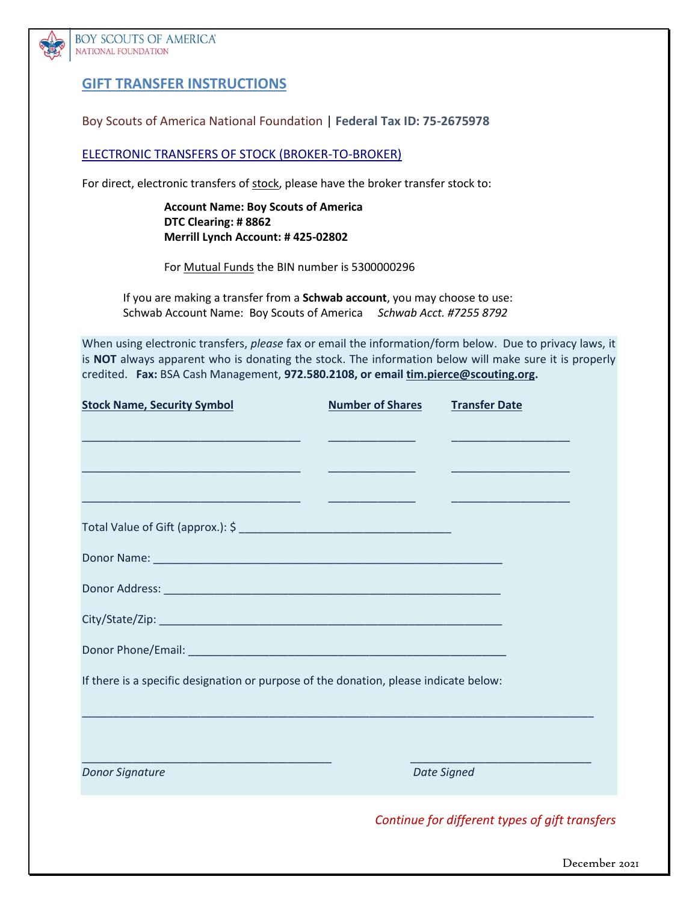BOY SCOUTS OF AMERICA
NATIONAL FOUNDATION

# GIFT TRANSFER INSTRUCTIONS

Boy Scouts of America National Foundation | **Federal Tax ID: 75-2675978**

## ELECTRONIC TRANSFERS OF STOCK (BROKER-TO-BROKER)

For direct, electronic transfers of stock, please have the broker transfer stock to:

**Account Name: Boy Scouts of America**
**DTC Clearing: # 8862**
**Merrill Lynch Account: # 425-02802**

For Mutual Funds the BIN number is 5300000296

If you are making a transfer from a **Schwab account**, you may choose to use:
Schwab Account Name: Boy Scouts of America *Schwab Acct. #7255 8792*

When using electronic transfers, *please* fax or email the information/form below. Due to privacy laws, it is **NOT** always apparent who is donating the stock. The information below will make sure it is properly credited. **Fax:** BSA Cash Management, **972.580.2108, or email tim.pierce@scouting.org.**

| Stock Name, Security Symbol | Number of Shares | Transfer Date |
|---|---|---|
| ___________________________________ | ______________ | ___________________ |
| ___________________________________ | ______________ | ___________________ |
| ___________________________________ | ______________ | ___________________ |

Total Value of Gift (approx.): $ _________________________________

Donor Name: ________________________________________________________

Donor Address: ______________________________________________________

City/State/Zip: _______________________________________________________

Donor Phone/Email: ___________________________________________________

If there is a specific designation or purpose of the donation, please indicate below:

_________________________________________________________________________________

_______________________________________ ____________________________
*Donor Signature* *Date Signed*

*Continue for different types of gift transfers*

December 2021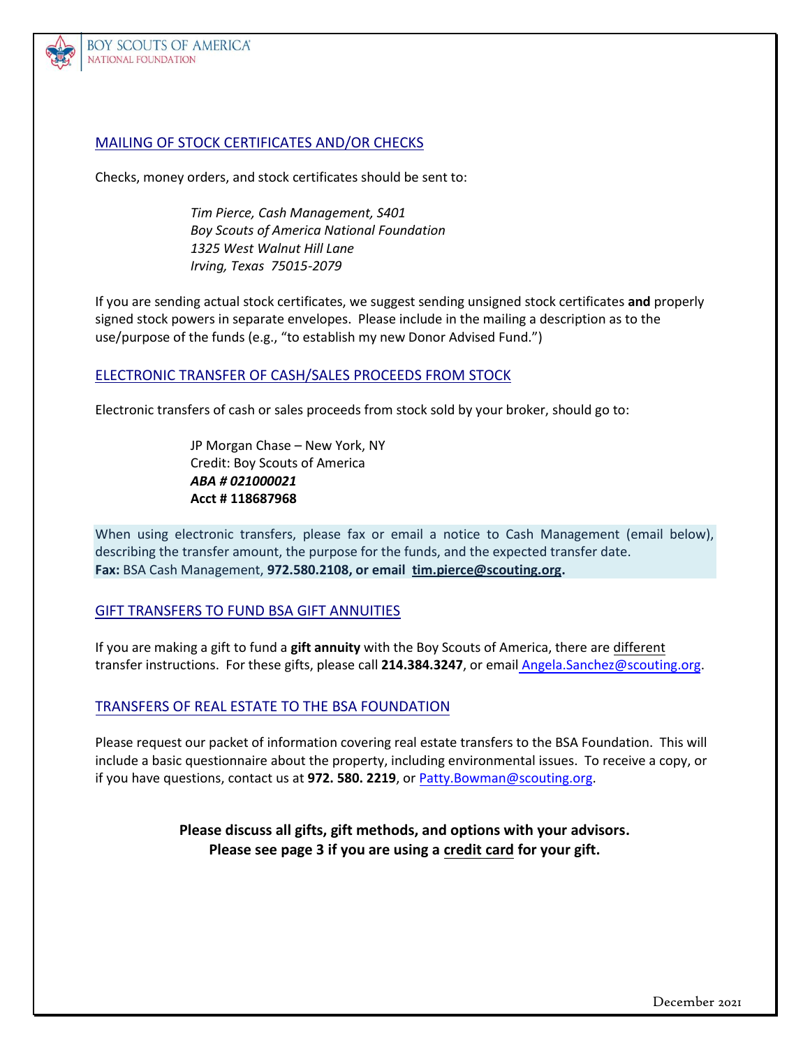## MAILING OF STOCK CERTIFICATES AND/OR CHECKS

Checks, money orders, and stock certificates should be sent to:

*Tim Pierce, Cash Management, S401*
*Boy Scouts of America National Foundation*
*1325 West Walnut Hill Lane*
*Irving, Texas 75015-2079*

If you are sending actual stock certificates, we suggest sending unsigned stock certificates **and** properly signed stock powers in separate envelopes. Please include in the mailing a description as to the use/purpose of the funds (e.g., "to establish my new Donor Advised Fund.")

## ELECTRONIC TRANSFER OF CASH/SALES PROCEEDS FROM STOCK

Electronic transfers of cash or sales proceeds from stock sold by your broker, should go to:

JP Morgan Chase – New York, NY
Credit: Boy Scouts of America
***ABA # 021000021***
**Acct # 118687968**

When using electronic transfers, please fax or email a notice to Cash Management (email below), describing the transfer amount, the purpose for the funds, and the expected transfer date.
**Fax:** BSA Cash Management, **972.580.2108, or email tim.pierce@scouting.org.**

## GIFT TRANSFERS TO FUND BSA GIFT ANNUITIES

If you are making a gift to fund a **gift annuity** with the Boy Scouts of America, there are different transfer instructions. For these gifts, please call **214.384.3247**, or email Angela.Sanchez@scouting.org.

## TRANSFERS OF REAL ESTATE TO THE BSA FOUNDATION

Please request our packet of information covering real estate transfers to the BSA Foundation. This will include a basic questionnaire about the property, including environmental issues. To receive a copy, or if you have questions, contact us at **972. 580. 2219**, or Patty.Bowman@scouting.org.

**Please discuss all gifts, gift methods, and options with your advisors.**
**Please see page 3 if you are using a credit card for your gift.**

December 2021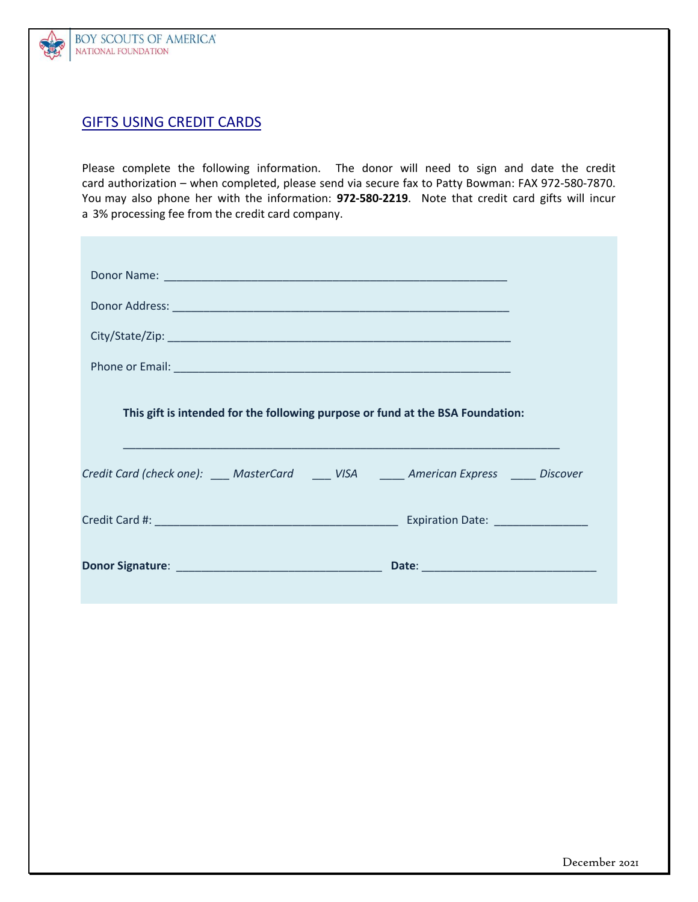BOY SCOUTS OF AMERICA
NATIONAL FOUNDATION

## GIFTS USING CREDIT CARDS

Please complete the following information. The donor will need to sign and date the credit card authorization – when completed, please send via secure fax to Patty Bowman: FAX 972-580-7870. You may also phone her with the information: **972-580-2219**. Note that credit card gifts will incur a 3% processing fee from the credit card company.

Donor Name: _______________________________________________________

Donor Address: _____________________________________________________

City/State/Zip: ______________________________________________________

Phone or Email: _____________________________________________________

**This gift is intended for the following purpose or fund at the BSA Foundation:**

_____________________________________________________________________

*Credit Card (check one):* ___ *MasterCard* ___ *VISA* ____ *American Express* ____ *Discover*

Credit Card #: ______________________________________ Expiration Date: ______________

**Donor Signature**: ________________________________ **Date**: ___________________________

December 2021